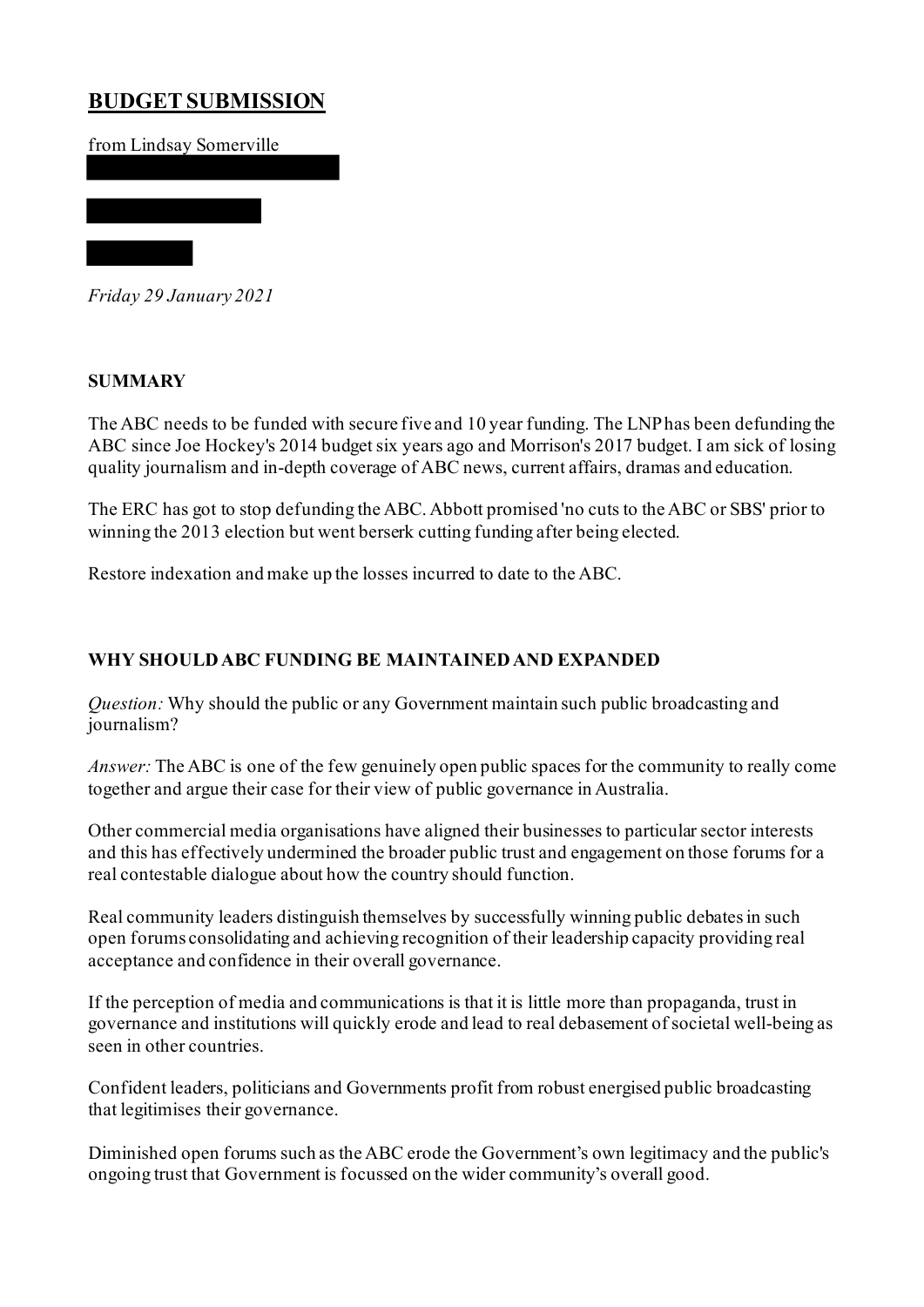# BUDGET SUBMISSION

from Lindsay Somerville

*Friday 29 January 2021*

## SUMMARY

The ABC needs to be funded with secure five and 10 year funding. The LNP has been defunding the ABC since Joe Hockey's 2014 budget six years ago and Morrison's 2017 budget. I am sick of losing quality journalism and in-depth coverage of ABC news, current affairs, dramas and education.

The ERC has got to stop defunding the ABC. Abbott promised 'no cuts to the ABC or SBS' prior to winning the 2013 election but went berserk cutting funding after being elected.

Restore indexation and make up the losses incurred to date to the ABC.

## WHY SHOULD ABC FUNDING BE MAINTAINED AND EXPANDED

*Question:* Why should the public or any Government maintain such public broadcasting and journalism?

*Answer:* The ABC is one of the few genuinely open public spaces for the community to really come together and argue their case for their view of public governance in Australia.

Other commercial media organisations have aligned their businesses to particular sector interests and this has effectively undermined the broader public trust and engagement on those forums for a real contestable dialogue about how the country should function.

Real community leaders distinguish themselves by successfully winning public debates in such open forums consolidating and achieving recognition of their leadership capacity providing real acceptance and confidence in their overall governance.

If the perception of media and communications is that it is little more than propaganda, trust in governance and institutions will quickly erode and lead to real debasement of societal well-being as seen in other countries.

Confident leaders, politicians and Governments profit from robust energised public broadcasting that legitimises their governance.

Diminished open forums such as the ABC erode the Government's own legitimacy and the public's ongoing trust that Government is focussed on the wider community's overall good.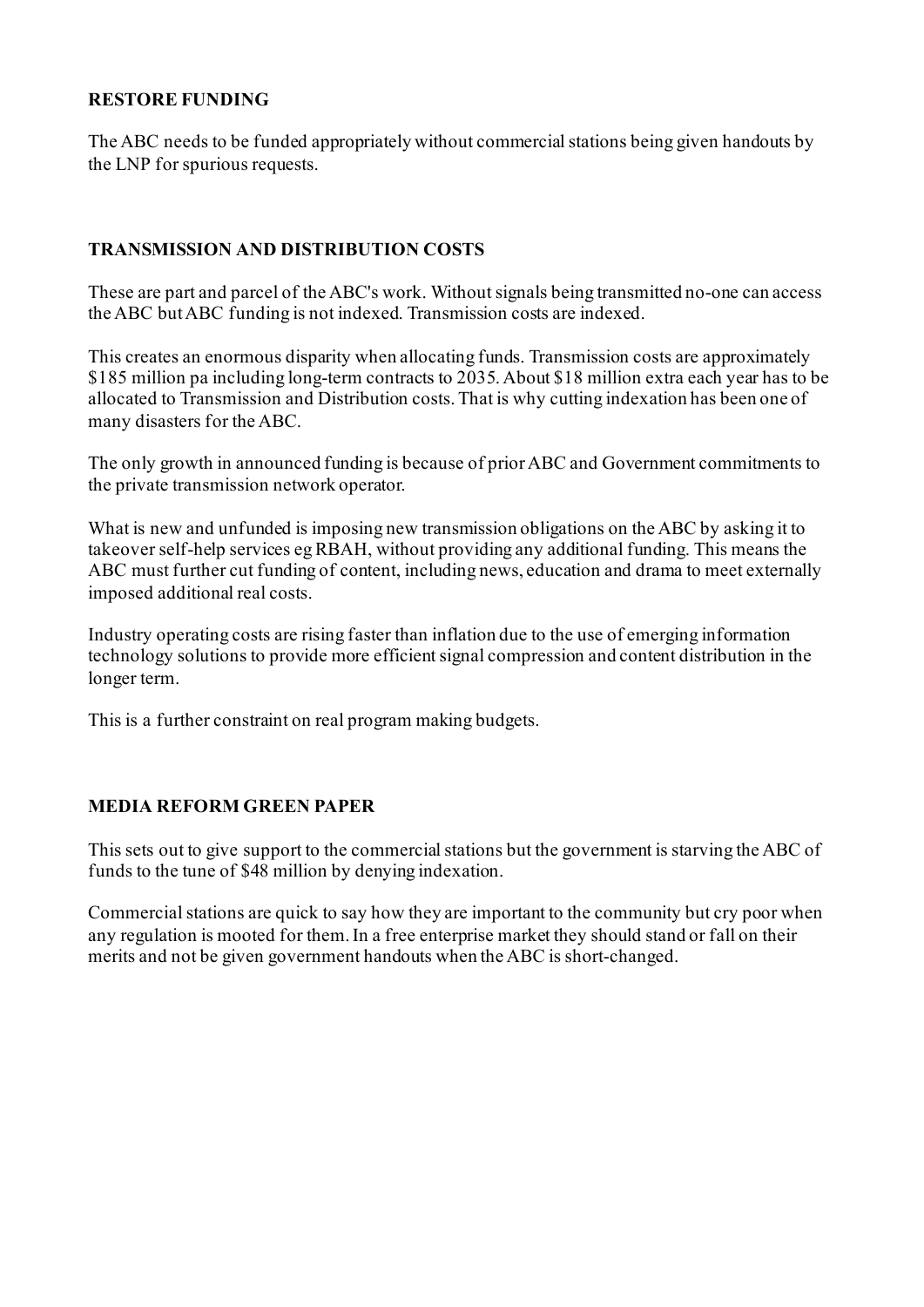**RESTORE FUNDING**

The ABC needs to be funded appropriately without commercial stations being given handouts by the LNP for spurious requests.

**TRANSMISSION AND DISTRIBUTION COSTS**

These are part and parcel of the ABC's work. Without signals being transmitted no-one can access the ABC but ABC funding is not indexed. Transmission costs are indexed.

This creates an enormous disparity when allocating funds. Transmission costs are approximately $185 million pa including long-term contracts to 2035. About $18 million extra each year has to be allocated to Transmission and Distribution costs. That is why cutting indexation has been one of many disasters for the ABC.

The only growth in announced funding is because of prior ABC and Government commitments to the private transmission network operator.

What is new and unfunded is imposing new transmission obligations on the ABC by asking it to takeover self-help services eg RBAH, without providing any additional funding. This means the ABC must further cut funding of content, including news, education and drama to meet externally imposed additional real costs.

Industry operating costs are rising faster than inflation due to the use of emerging information technology solutions to provide more efficient signal compression and content distribution in the longer term.

This is a further constraint on real program making budgets.

**MEDIA REFORM GREEN PAPER**

This sets out to give support to the commercial stations but the government is starving the ABC of funds to the tune of $48 million by denying indexation.

Commercial stations are quick to say how they are important to the community but cry poor when any regulation is mooted for them. In a free enterprise market they should stand or fall on their merits and not be given government handouts when the ABC is short-changed.